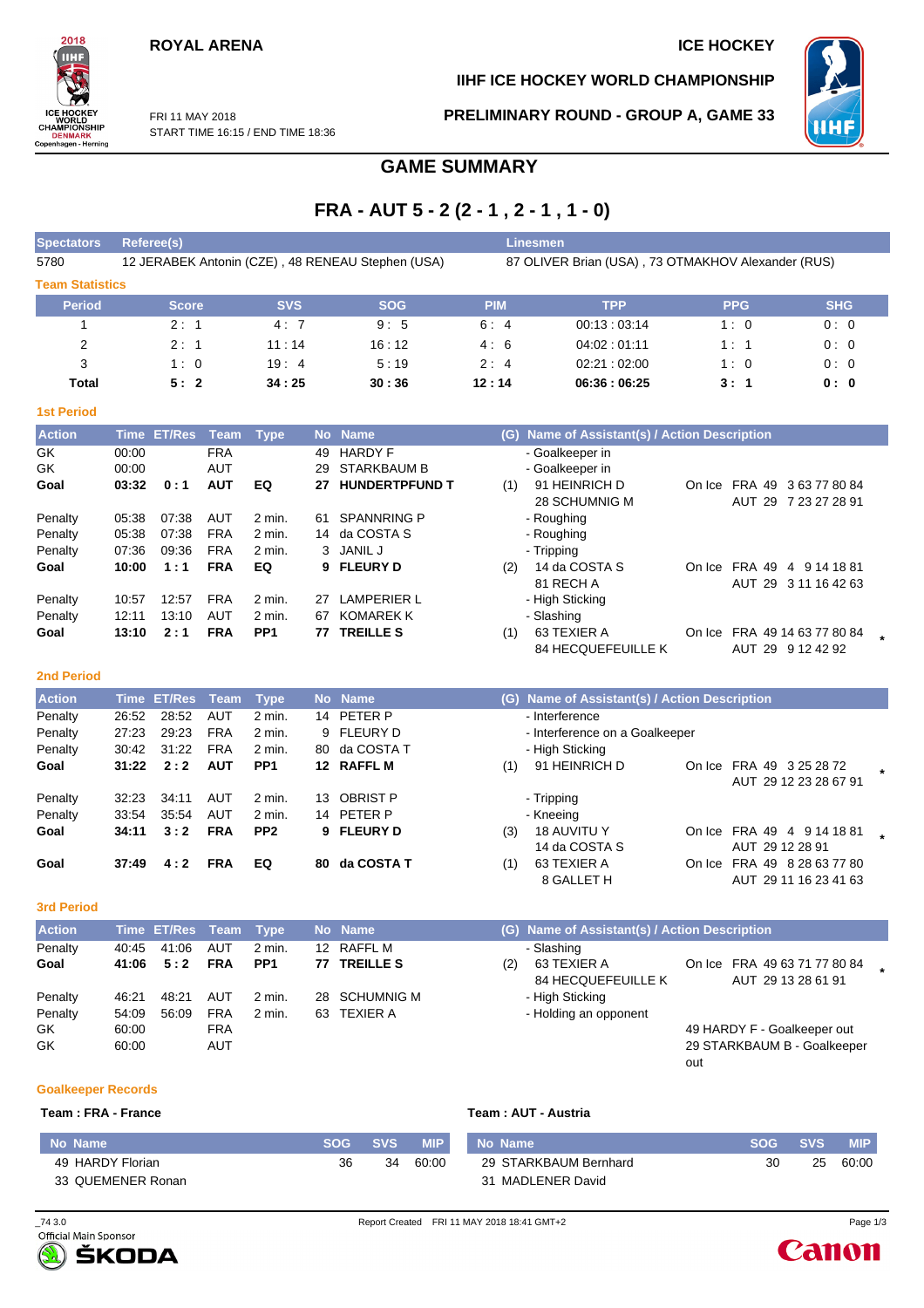ROYAL ARENA

ICE HOCKEY

IIHF ICE HOCKEY WORLD CHAMPIONSHIP

FRI 11 MAY 2018
START TIME 16:15 / END TIME 18:36

PRELIMINARY ROUND - GROUP A, GAME 33

# GAME SUMMARY

## FRA - AUT 5 - 2 (2 - 1 , 2 - 1 , 1 - 0)

| Spectators | Referee(s) | Linesmen |
|---|---|---|
| 5780 | 12 JERABEK Antonin (CZE) , 48 RENEAU Stephen (USA) | 87 OLIVER Brian (USA) , 73 OTMAKHOV Alexander (RUS) |

### Team Statistics

| Period | Score | SVS | SOG | PIM | TPP | PPG | SHG |
|---|---|---|---|---|---|---|---|
| 1 | 2 : 1 | 4 : 7 | 9 : 5 | 6 : 4 | 00:13 : 03:14 | 1 : 0 | 0 : 0 |
| 2 | 2 : 1 | 11 : 14 | 16 : 12 | 4 : 6 | 04:02 : 01:11 | 1 : 1 | 0 : 0 |
| 3 | 1 : 0 | 19 : 4 | 5 : 19 | 2 : 4 | 02:21 : 02:00 | 1 : 0 | 0 : 0 |
| **Total** | **5 : 2** | **34 : 25** | **30 : 36** | **12 : 14** | **06:36 : 06:25** | **3 : 1** | **0 : 0** |

### 1st Period

| Action | Time | ET/Res | Team | Type | No | Name | (G) | Name of Assistant(s) / Action Description | | |
|---|---|---|---|---|---|---|---|---|---|---|
| GK | 00:00 | | FRA | | 49 | HARDY F | | - Goalkeeper in | | |
| GK | 00:00 | | AUT | | 29 | STARKBAUM B | | - Goalkeeper in | | |
| **Goal** | **03:32** | **0 : 1** | **AUT** | **EQ** | **27** | **HUNDERTPFUND T** | (1) | 91 HEINRICH D<br>28 SCHUMNIG M | On Ice | FRA 49 3 63 77 80 84<br>AUT 29 7 23 27 28 91 |
| Penalty | 05:38 | 07:38 | AUT | 2 min. | 61 | SPANNRING P | | - Roughing | | |
| Penalty | 05:38 | 07:38 | FRA | 2 min. | 14 | da COSTA S | | - Roughing | | |
| Penalty | 07:36 | 09:36 | FRA | 2 min. | 3 | JANIL J | | - Tripping | | |
| **Goal** | **10:00** | **1 : 1** | **FRA** | **EQ** | **9** | **FLEURY D** | (2) | 14 da COSTA S<br>81 RECH A | On Ice | FRA 49 4 9 14 18 81<br>AUT 29 3 11 16 42 63 |
| Penalty | 10:57 | 12:57 | FRA | 2 min. | 27 | LAMPERIER L | | - High Sticking | | |
| Penalty | 12:11 | 13:10 | AUT | 2 min. | 67 | KOMAREK K | | - Slashing | | |
| **Goal** | **13:10** | **2 : 1** | **FRA** | **PP1** | **77** | **TREILLE S** | (1) | 63 TEXIER A<br>84 HECQUEFEUILLE K | On Ice | FRA 49 14 63 77 80 84<br>AUT 29 9 12 42 92 * |

### 2nd Period

| Action | Time | ET/Res | Team | Type | No | Name | (G) | Name of Assistant(s) / Action Description | | |
|---|---|---|---|---|---|---|---|---|---|---|
| Penalty | 26:52 | 28:52 | AUT | 2 min. | 14 | PETER P | | - Interference | | |
| Penalty | 27:23 | 29:23 | FRA | 2 min. | 9 | FLEURY D | | - Interference on a Goalkeeper | | |
| Penalty | 30:42 | 31:22 | FRA | 2 min. | 80 | da COSTA T | | - High Sticking | | |
| **Goal** | **31:22** | **2 : 2** | **AUT** | **PP1** | **12** | **RAFFL M** | (1) | 91 HEINRICH D | On Ice | FRA 49 3 25 28 72<br>AUT 29 12 23 28 67 91 * |
| Penalty | 32:23 | 34:11 | AUT | 2 min. | 13 | OBRIST P | | - Tripping | | |
| Penalty | 33:54 | 35:54 | AUT | 2 min. | 14 | PETER P | | - Kneeing | | |
| **Goal** | **34:11** | **3 : 2** | **FRA** | **PP2** | **9** | **FLEURY D** | (3) | 18 AUVITU Y<br>14 da COSTA S | On Ice | FRA 49 4 9 14 18 81<br>AUT 29 12 28 91 * |
| **Goal** | **37:49** | **4 : 2** | **FRA** | **EQ** | **80** | **da COSTA T** | (1) | 63 TEXIER A<br>8 GALLET H | On Ice | FRA 49 8 28 63 77 80<br>AUT 29 11 16 23 41 63 |

### 3rd Period

| Action | Time | ET/Res | Team | Type | No | Name | (G) | Name of Assistant(s) / Action Description | | |
|---|---|---|---|---|---|---|---|---|---|---|
| Penalty | 40:45 | 41:06 | AUT | 2 min. | 12 | RAFFL M | | - Slashing | | |
| **Goal** | **41:06** | **5 : 2** | **FRA** | **PP1** | **77** | **TREILLE S** | (2) | 63 TEXIER A<br>84 HECQUEFEUILLE K | On Ice | FRA 49 63 71 77 80 84<br>AUT 29 13 28 61 91 * |
| Penalty | 46:21 | 48:21 | AUT | 2 min. | 28 | SCHUMNIG M | | - High Sticking | | |
| Penalty | 54:09 | 56:09 | FRA | 2 min. | 63 | TEXIER A | | - Holding an opponent | | |
| GK | 60:00 | | FRA | | | | | | | 49 HARDY F - Goalkeeper out |
| GK | 60:00 | | AUT | | | | | | | 29 STARKBAUM B - Goalkeeper out |

### Goalkeeper Records

**Team : FRA - France**

| No | Name | SOG | SVS | MIP |
|---|---|---|---|---|
| 49 | HARDY Florian | 36 | 34 | 60:00 |
| 33 | QUEMENER Ronan | | | |

**Team : AUT - Austria**

| No | Name | SOG | SVS | MIP |
|---|---|---|---|---|
| 29 | STARKBAUM Bernhard | 30 | 25 | 60:00 |
| 31 | MADLENER David | | | |

_74 3.0 Report Created FRI 11 MAY 2018 18:41 GMT+2

Official Main Sponsor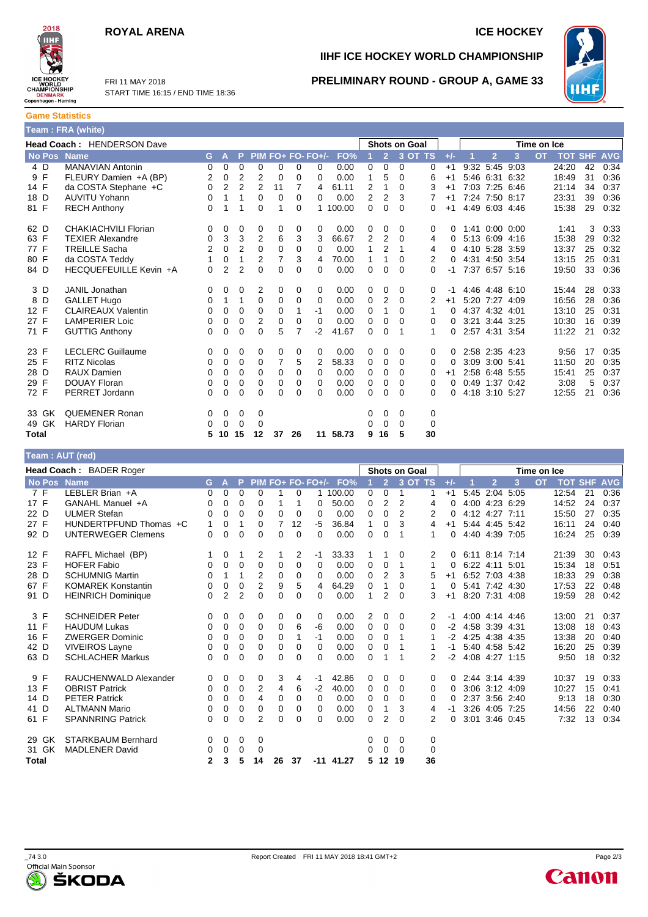# ROYAL ARENA

ICE HOCKEY

FRI 11 MAY 2018
START TIME 16:15 / END TIME 18:36

## IIHF ICE HOCKEY WORLD CHAMPIONSHIP

## PRELIMINARY ROUND - GROUP A, GAME 33

### Game Statistics

**Team : FRA (white)**

**Head Coach :** HENDERSON Dave

| No | Pos | Name | G | A | P | PIM | FO+ | FO- | FO+/- | FO% | Shots on Goal 1 | 2 | 3 | OT | TS | +/- | Time on Ice 1 | 2 | 3 | OT | TOT | SHF | AVG |
|---|---|---|---|---|---|---|---|---|---|---|---|---|---|---|---|---|---|---|---|---|---|---|---|
| 4 | D | MANAVIAN Antonin | 0 | 0 | 0 | 0 | 0 | 0 | 0 | 0.00 | 0 | 0 | 0 | | 0 | +1 | 9:32 | 5:45 | 9:03 | | 24:20 | 42 | 0:34 |
| 9 | F | FLEURY Damien +A (BP) | 2 | 0 | 2 | 2 | 0 | 0 | 0 | 0.00 | 1 | 5 | 0 | | 6 | +1 | 5:46 | 6:31 | 6:32 | | 18:49 | 31 | 0:36 |
| 14 | F | da COSTA Stephane +C | 0 | 2 | 2 | 2 | 11 | 7 | 4 | 61.11 | 2 | 1 | 0 | | 3 | +1 | 7:03 | 7:25 | 6:46 | | 21:14 | 34 | 0:37 |
| 18 | D | AUVITU Yohann | 0 | 1 | 1 | 0 | 0 | 0 | 0 | 0.00 | 2 | 2 | 3 | | 7 | +1 | 7:24 | 7:50 | 8:17 | | 23:31 | 39 | 0:36 |
| 81 | F | RECH Anthony | 0 | 1 | 1 | 0 | 1 | 0 | 1 | 100.00 | 0 | 0 | 0 | | 0 | +1 | 4:49 | 6:03 | 4:46 | | 15:38 | 29 | 0:32 |
| 62 | D | CHAKIACHVILI Florian | 0 | 0 | 0 | 0 | 0 | 0 | 0 | 0.00 | 0 | 0 | 0 | | 0 | 0 | 1:41 | 0:00 | 0:00 | | 1:41 | 3 | 0:33 |
| 63 | F | TEXIER Alexandre | 0 | 3 | 3 | 2 | 6 | 3 | 3 | 66.67 | 2 | 2 | 0 | | 4 | 0 | 5:13 | 6:09 | 4:16 | | 15:38 | 29 | 0:32 |
| 77 | F | TREILLE Sacha | 2 | 0 | 2 | 0 | 0 | 0 | 0 | 0.00 | 1 | 2 | 1 | | 4 | 0 | 4:10 | 5:28 | 3:59 | | 13:37 | 25 | 0:32 |
| 80 | F | da COSTA Teddy | 1 | 0 | 1 | 2 | 7 | 3 | 4 | 70.00 | 1 | 1 | 0 | | 2 | 0 | 4:31 | 4:50 | 3:54 | | 13:15 | 25 | 0:31 |
| 84 | D | HECQUEFEUILLE Kevin +A | 0 | 2 | 2 | 0 | 0 | 0 | 0 | 0.00 | 0 | 0 | 0 | | 0 | -1 | 7:37 | 6:57 | 5:16 | | 19:50 | 33 | 0:36 |
| 3 | D | JANIL Jonathan | 0 | 0 | 0 | 2 | 0 | 0 | 0 | 0.00 | 0 | 0 | 0 | | 0 | -1 | 4:46 | 4:48 | 6:10 | | 15:44 | 28 | 0:33 |
| 8 | D | GALLET Hugo | 0 | 1 | 1 | 0 | 0 | 0 | 0 | 0.00 | 0 | 2 | 0 | | 2 | +1 | 5:20 | 7:27 | 4:09 | | 16:56 | 28 | 0:36 |
| 12 | F | CLAIREAUX Valentin | 0 | 0 | 0 | 0 | 0 | 1 | -1 | 0.00 | 0 | 1 | 0 | | 1 | 0 | 4:37 | 4:32 | 4:01 | | 13:10 | 25 | 0:31 |
| 27 | F | LAMPERIER Loic | 0 | 0 | 0 | 2 | 0 | 0 | 0 | 0.00 | 0 | 0 | 0 | | 0 | 0 | 3:21 | 3:44 | 3:25 | | 10:30 | 16 | 0:39 |
| 71 | F | GUTTIG Anthony | 0 | 0 | 0 | 0 | 5 | 7 | -2 | 41.67 | 0 | 0 | 1 | | 1 | 0 | 2:57 | 4:31 | 3:54 | | 11:22 | 21 | 0:32 |
| 23 | F | LECLERC Guillaume | 0 | 0 | 0 | 0 | 0 | 0 | 0 | 0.00 | 0 | 0 | 0 | | 0 | 0 | 2:58 | 2:35 | 4:23 | | 9:56 | 17 | 0:35 |
| 25 | F | RITZ Nicolas | 0 | 0 | 0 | 0 | 7 | 5 | 2 | 58.33 | 0 | 0 | 0 | | 0 | 0 | 3:09 | 3:00 | 5:41 | | 11:50 | 20 | 0:35 |
| 28 | D | RAUX Damien | 0 | 0 | 0 | 0 | 0 | 0 | 0 | 0.00 | 0 | 0 | 0 | | 0 | +1 | 2:58 | 6:48 | 5:55 | | 15:41 | 25 | 0:37 |
| 29 | F | DOUAY Floran | 0 | 0 | 0 | 0 | 0 | 0 | 0 | 0.00 | 0 | 0 | 0 | | 0 | 0 | 0:49 | 1:37 | 0:42 | | 3:08 | 5 | 0:37 |
| 72 | F | PERRET Jordann | 0 | 0 | 0 | 0 | 0 | 0 | 0 | 0.00 | 0 | 0 | 0 | | 0 | 0 | 4:18 | 3:10 | 5:27 | | 12:55 | 21 | 0:36 |
| 33 | GK | QUEMENER Ronan | 0 | 0 | 0 | 0 | | | | | 0 | 0 | 0 | | 0 | | | | | | | | |
| 49 | GK | HARDY Florian | 0 | 0 | 0 | 0 | | | | | 0 | 0 | 0 | | 0 | | | | | | | | |
| Total | | | 5 | 10 | 15 | 12 | 37 | 26 | 11 | 58.73 | 9 | 16 | 5 | | 30 | | | | | | | | |

**Team : AUT (red)**

**Head Coach :** BADER Roger

| No | Pos | Name | G | A | P | PIM | FO+ | FO- | FO+/- | FO% | Shots on Goal 1 | 2 | 3 | OT | TS | +/- | Time on Ice 1 | 2 | 3 | OT | TOT | SHF | AVG |
|---|---|---|---|---|---|---|---|---|---|---|---|---|---|---|---|---|---|---|---|---|---|---|---|
| 7 | F | LEBLER Brian +A | 0 | 0 | 0 | 0 | 1 | 0 | 1 | 100.00 | 0 | 0 | 1 | | 1 | +1 | 5:45 | 2:04 | 5:05 | | 12:54 | 21 | 0:36 |
| 17 | F | GANAHL Manuel +A | 0 | 0 | 0 | 0 | 1 | 1 | 0 | 50.00 | 0 | 2 | 2 | | 4 | 0 | 4:00 | 4:23 | 6:29 | | 14:52 | 24 | 0:37 |
| 22 | D | ULMER Stefan | 0 | 0 | 0 | 0 | 0 | 0 | 0 | 0.00 | 0 | 0 | 2 | | 2 | 0 | 4:12 | 4:27 | 7:11 | | 15:50 | 27 | 0:35 |
| 27 | F | HUNDERTPFUND Thomas +C | 1 | 0 | 1 | 0 | 7 | 12 | -5 | 36.84 | 1 | 0 | 3 | | 4 | +1 | 5:44 | 4:45 | 5:42 | | 16:11 | 24 | 0:40 |
| 92 | D | UNTERWEGER Clemens | 0 | 0 | 0 | 0 | 0 | 0 | 0 | 0.00 | 0 | 0 | 1 | | 1 | 0 | 4:40 | 4:39 | 7:05 | | 16:24 | 25 | 0:39 |
| 12 | F | RAFFL Michael (BP) | 1 | 0 | 1 | 2 | 1 | 2 | -1 | 33.33 | 1 | 1 | 0 | | 2 | 0 | 6:11 | 8:14 | 7:14 | | 21:39 | 30 | 0:43 |
| 23 | F | HOFER Fabio | 0 | 0 | 0 | 0 | 0 | 0 | 0 | 0.00 | 0 | 0 | 1 | | 1 | 0 | 6:22 | 4:11 | 5:01 | | 15:34 | 18 | 0:51 |
| 28 | D | SCHUMNIG Martin | 0 | 1 | 1 | 2 | 0 | 0 | 0 | 0.00 | 0 | 2 | 3 | | 5 | +1 | 6:52 | 7:03 | 4:38 | | 18:33 | 29 | 0:38 |
| 67 | F | KOMAREK Konstantin | 0 | 0 | 0 | 2 | 9 | 5 | 4 | 64.29 | 0 | 1 | 0 | | 1 | 0 | 5:41 | 7:42 | 4:30 | | 17:53 | 22 | 0:48 |
| 91 | D | HEINRICH Dominique | 0 | 2 | 2 | 0 | 0 | 0 | 0 | 0.00 | 1 | 2 | 0 | | 3 | +1 | 8:20 | 7:31 | 4:08 | | 19:59 | 28 | 0:42 |
| 3 | F | SCHNEIDER Peter | 0 | 0 | 0 | 0 | 0 | 0 | 0 | 0.00 | 2 | 0 | 0 | | 2 | -1 | 4:00 | 4:14 | 4:46 | | 13:00 | 21 | 0:37 |
| 11 | F | HAUDUM Lukas | 0 | 0 | 0 | 0 | 0 | 6 | -6 | 0.00 | 0 | 0 | 0 | | 0 | -2 | 4:58 | 3:39 | 4:31 | | 13:08 | 18 | 0:43 |
| 16 | F | ZWERGER Dominic | 0 | 0 | 0 | 0 | 0 | 1 | -1 | 0.00 | 0 | 0 | 1 | | 1 | -2 | 4:25 | 4:38 | 4:35 | | 13:38 | 20 | 0:40 |
| 42 | D | VIVEIROS Layne | 0 | 0 | 0 | 0 | 0 | 0 | 0 | 0.00 | 0 | 0 | 1 | | 1 | -1 | 5:40 | 4:58 | 5:42 | | 16:20 | 25 | 0:39 |
| 63 | D | SCHLACHER Markus | 0 | 0 | 0 | 0 | 0 | 0 | 0 | 0.00 | 0 | 1 | 1 | | 2 | -2 | 4:08 | 4:27 | 1:15 | | 9:50 | 18 | 0:32 |
| 9 | F | RAUCHENWALD Alexander | 0 | 0 | 0 | 0 | 3 | 4 | -1 | 42.86 | 0 | 0 | 0 | | 0 | 0 | 2:44 | 3:14 | 4:39 | | 10:37 | 19 | 0:33 |
| 13 | F | OBRIST Patrick | 0 | 0 | 0 | 2 | 4 | 6 | -2 | 40.00 | 0 | 0 | 0 | | 0 | 0 | 3:06 | 3:12 | 4:09 | | 10:27 | 15 | 0:41 |
| 14 | D | PETER Patrick | 0 | 0 | 0 | 4 | 0 | 0 | 0 | 0.00 | 0 | 0 | 0 | | 0 | 0 | 2:37 | 3:56 | 2:40 | | 9:13 | 18 | 0:30 |
| 41 | D | ALTMANN Mario | 0 | 0 | 0 | 0 | 0 | 0 | 0 | 0.00 | 0 | 1 | 3 | | 4 | -1 | 3:26 | 4:05 | 7:25 | | 14:56 | 22 | 0:40 |
| 61 | F | SPANNRING Patrick | 0 | 0 | 0 | 2 | 0 | 0 | 0 | 0.00 | 0 | 2 | 0 | | 2 | 0 | 3:01 | 3:46 | 0:45 | | 7:32 | 13 | 0:34 |
| 29 | GK | STARKBAUM Bernhard | 0 | 0 | 0 | 0 | | | | | 0 | 0 | 0 | | 0 | | | | | | | | |
| 31 | GK | MADLENER David | 0 | 0 | 0 | 0 | | | | | 0 | 0 | 0 | | 0 | | | | | | | | |
| Total | | | 2 | 3 | 5 | 14 | 26 | 37 | -11 | 41.27 | 5 | 12 | 19 | | 36 | | | | | | | | |

_74 3.0 Report Created FRI 11 MAY 2018 18:41 GMT+2

Official Main Sponsor ŠKODA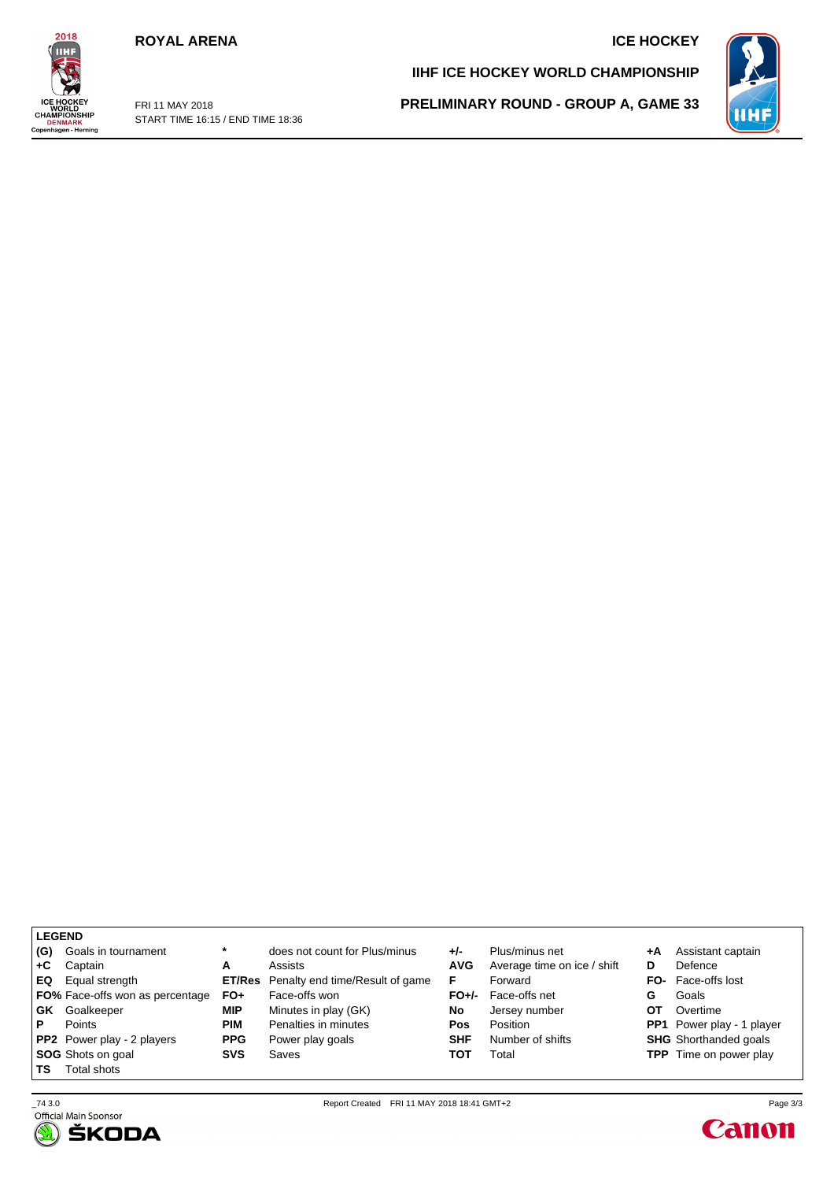## LEGEND

| | | | | | | | |
|---|---|---|---|---|---|---|---|
| **(G)** Goals in tournament | | ***** | does not count for Plus/minus | **+/-** | Plus/minus net | **+A** | Assistant captain |
| **+C** Captain | | **A** | Assists | **AVG** | Average time on ice / shift | **D** | Defence |
| **EQ** Equal strength | | **ET/Res** | Penalty end time/Result of game | **F** | Forward | **FO-** | Face-offs lost |
| **FO%** Face-offs won as percentage | | **FO+** | Face-offs won | **FO+/-** | Face-offs net | **G** | Goals |
| **GK** Goalkeeper | | **MIP** | Minutes in play (GK) | **No** | Jersey number | **OT** | Overtime |
| **P** Points | | **PIM** | Penalties in minutes | **Pos** | Position | **PP1** | Power play - 1 player |
| **PP2** Power play - 2 players | | **PPG** | Power play goals | **SHF** | Number of shifts | **SHG** | Shorthanded goals |
| **SOG** Shots on goal | | **SVS** | Saves | **TOT** | Total | **TPP** | Time on power play |
| **TS** Total shots | | | | | | | |